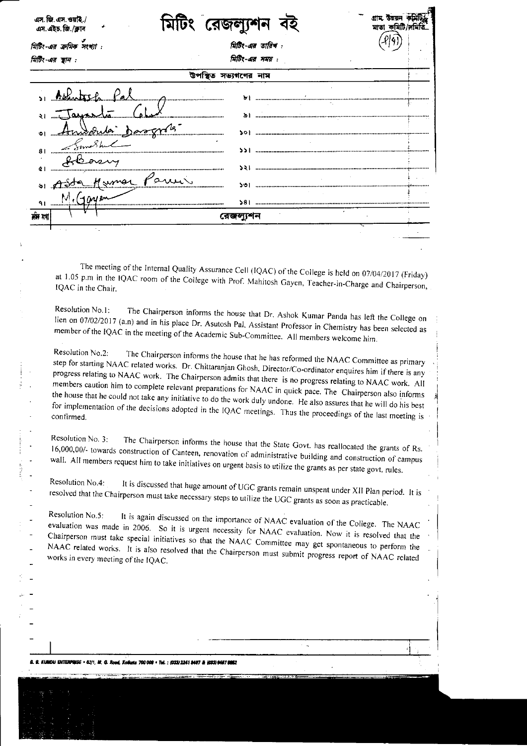এস. জি. এস. ওয়াই./ এস. এইচ. জি./ক্লাব

# মিটিং রেজল্যুশন বই

গ্রাম উন্নয়ন কমিটি/ মাতা কমিটি/সমিতি

(2/7)

মিটিং-এর ক্রমিক সংখ্যা :

মিটিং-এর তারিখ :

মিটিং-এর স্থান :

মিটিং-এর সময় :

উপস্থিত সভ্যগণের নাম

১। Ashutosh Pal

২। Jayanta Ghosh

৩। Anindita Dasgupta

৪। Somesh Lal

৫। S. Basu

৬। Asta Kumar Parui

৭। M. Gayen

৮।

৯।

১০।

১১।

১২।

১৩।

১৪।

ক্রমিক সংখ্যা | রেজল্যুশন

The meeting of the Internal Quality Assurance Cell (IQAC) of the College is held on 07/04/2017 (Friday) at 1.05 p.m in the IQAC room of the College with Prof. Mahitosh Gayen, Teacher-in-Charge and Chairperson, IQAC in the Chair.

Resolution No.1: The Chairperson informs the house that Dr. Ashok Kumar Panda has left the College on lien on 07/02/2017 (a.n) and in his place Dr. Asutosh Pal, Assistant Professor in Chemistry has been selected as member of the IQAC in the meeting of the Academic Sub-Committee. All members welcome him.

Resolution No.2: The Chairperson informs the house that he has reformed the NAAC Committee as primary step for starting NAAC related works. Dr. Chittaranjan Ghosh, Director/Co-ordinator enquires him if there is any progress relating to NAAC work. The Chairperson admits that there is no progress relating to NAAC work. All members caution him to complete relevant preparations for NAAC in quick pace. The Chairperson also informs the house that he could not take any initiative to do the work duly undone. He also assures that he will do his best for implementation of the decisions adopted in the IQAC meetings. Thus the proceedings of the last meeting is confirmed.

Resolution No. 3: The Chairperson informs the house that the State Govt. has reallocated the grants of Rs. 16,000,00/- towards construction of Canteen, renovation of administrative building and construction of campus wall. All members request him to take initiatives on urgent basis to utilize the grants as per state govt. rules.

Resolution No.4: It is discussed that huge amount of UGC grants remain unspent under XII Plan period. It is resolved that the Chairperson must take necessary steps to utilize the UGC grants as soon as practicable.

Resolution No.5: It is again discussed on the importance of NAAC evaluation of the College. The NAAC evaluation was made in 2006. So it is urgent necessity for NAAC evaluation. Now it is resolved that the Chairperson must take special initiatives so that the NAAC Committee may get spontaneous to perform the NAAC related works. It is also resolved that the Chairperson must submit progress report of NAAC related works in every meeting of the IQAC.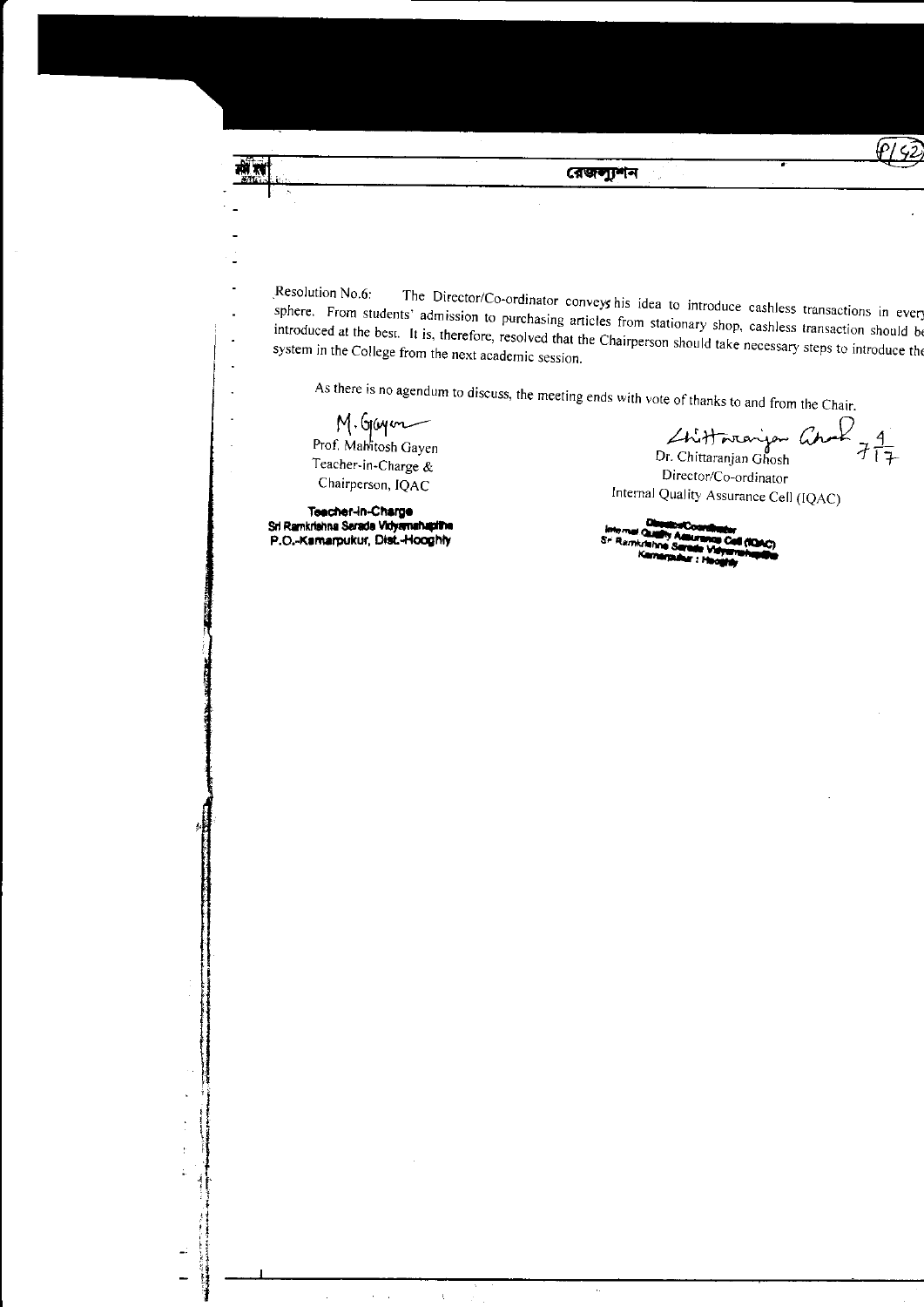রেজল্যুশন

Resolution No.6: The Director/Co-ordinator conveys his idea to introduce cashless transactions in every sphere. From students' admission to purchasing articles from stationary shop, cashless transaction should be introduced at the best. It is, therefore, resolved that the Chairperson should take necessary steps to introduce the system in the College from the next academic session.

As there is no agendum to discuss, the meeting ends with vote of thanks to and from the Chair.

M. Gayen

Prof. Mahitosh Gayen
Teacher-in-Charge &
Chairperson, IQAC

Teacher-in-Charge
Sri Ramkrishna Sarada Vidyamahapitha
P.O.-Kamarpukur, Dist.-Hooghly

Chittaranjan Ghosh 7/7

Dr. Chittaranjan Ghosh
Director/Co-ordinator
Internal Quality Assurance Cell (IQAC)

Director/Coordinator
Internal Quality Assurance Cell (IQAC)
Sri Ramkrishna Sarada Vidyamahapitha
Kamarpukur : Hooghly